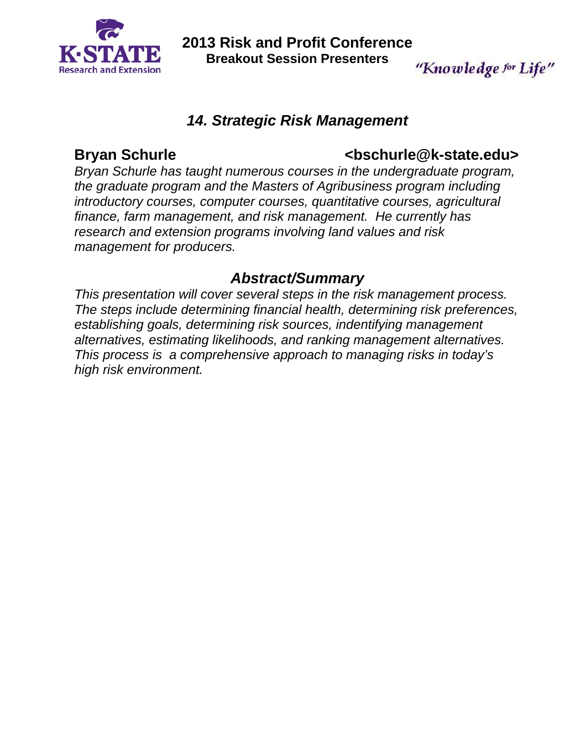K·STATE
Research and Extension

# 2013 Risk and Profit Conference
**Breakout Session Presenters**

*"Knowledge for Life"*

## *14. Strategic Risk Management*

**Bryan Schurle** **<bschurle@k-state.edu>**

*Bryan Schurle has taught numerous courses in the undergraduate program, the graduate program and the Masters of Agribusiness program including introductory courses, computer courses, quantitative courses, agricultural finance, farm management, and risk management. He currently has research and extension programs involving land values and risk management for producers.*

### *Abstract/Summary*

*This presentation will cover several steps in the risk management process. The steps include determining financial health, determining risk preferences, establishing goals, determining risk sources, indentifying management alternatives, estimating likelihoods, and ranking management alternatives. This process is a comprehensive approach to managing risks in today's high risk environment.*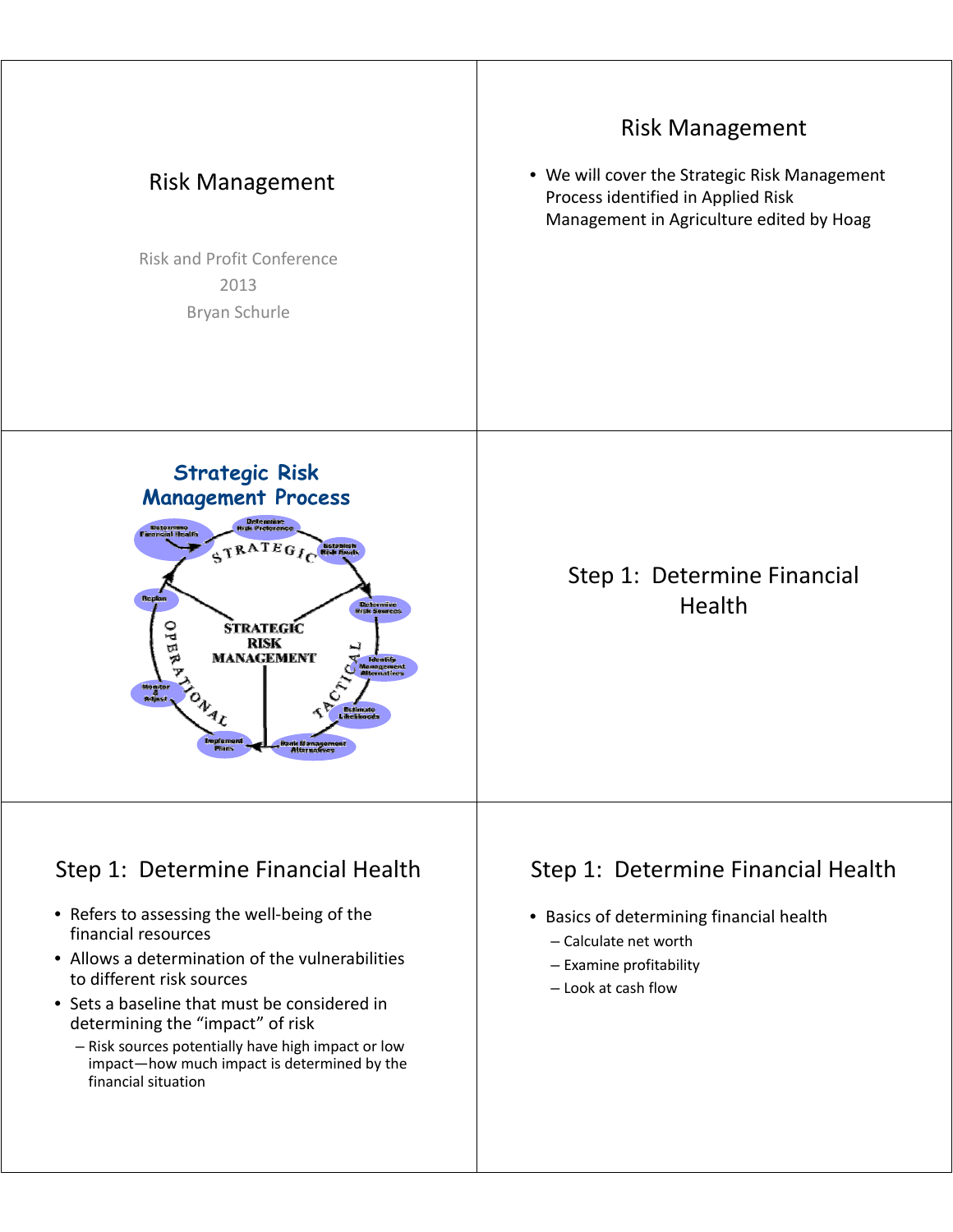# Risk Management

Risk and Profit Conference

2013

Bryan Schurle

## Risk Management

- We will cover the Strategic Risk Management Process identified in Applied Risk Management in Agriculture edited by Hoag

## Strategic Risk Management Process

STRATEGIC RISK MANAGEMENT

STRATEGIC: Determine Financial Health → Determine Risk Preference → Establish Risk Goals

TACTICAL: Determine Risk Sources → Identify Management Alternatives → Estimate Likelihoods → Rank Management Alternatives

OPERATIONAL: Implement Plans → Monitor & Adjust → Replan

## Step 1: Determine Financial Health

## Step 1: Determine Financial Health

- Refers to assessing the well-being of the financial resources
- Allows a determination of the vulnerabilities to different risk sources
- Sets a baseline that must be considered in determining the "impact" of risk
  - Risk sources potentially have high impact or low impact—how much impact is determined by the financial situation

## Step 1: Determine Financial Health

- Basics of determining financial health
  - Calculate net worth
  - Examine profitability
  - Look at cash flow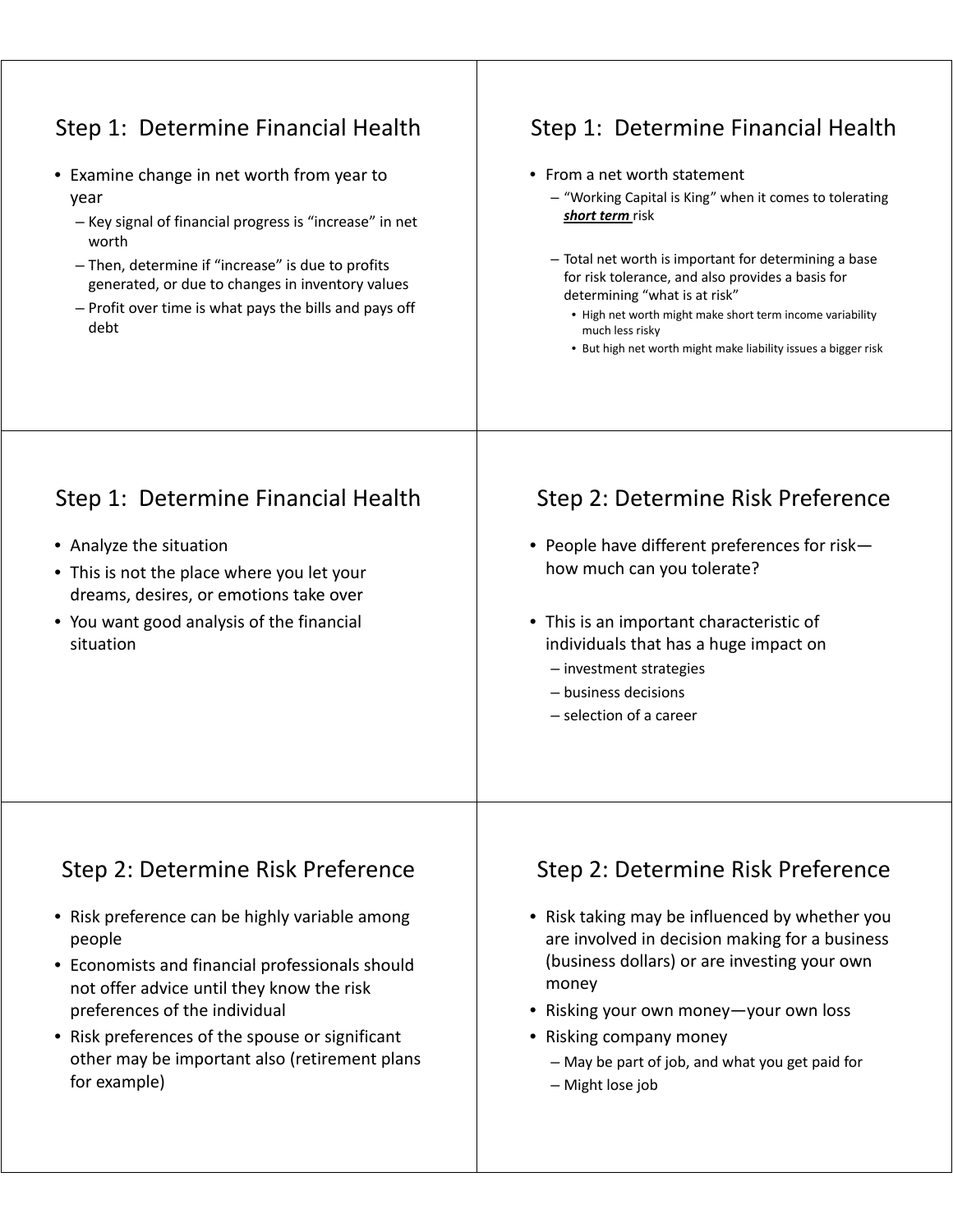## Step 1: Determine Financial Health

- Examine change in net worth from year to year
  - Key signal of financial progress is "increase" in net worth
  - Then, determine if "increase" is due to profits generated, or due to changes in inventory values
  - Profit over time is what pays the bills and pays off debt

## Step 1: Determine Financial Health

- From a net worth statement
  - "Working Capital is King" when it comes to tolerating ***short term*** risk
  - Total net worth is important for determining a base for risk tolerance, and also provides a basis for determining "what is at risk"
    - High net worth might make short term income variability much less risky
    - But high net worth might make liability issues a bigger risk

## Step 1: Determine Financial Health

- Analyze the situation
- This is not the place where you let your dreams, desires, or emotions take over
- You want good analysis of the financial situation

## Step 2: Determine Risk Preference

- People have different preferences for risk—how much can you tolerate?
- This is an important characteristic of individuals that has a huge impact on
  - investment strategies
  - business decisions
  - selection of a career

## Step 2: Determine Risk Preference

- Risk preference can be highly variable among people
- Economists and financial professionals should not offer advice until they know the risk preferences of the individual
- Risk preferences of the spouse or significant other may be important also (retirement plans for example)

## Step 2: Determine Risk Preference

- Risk taking may be influenced by whether you are involved in decision making for a business (business dollars) or are investing your own money
- Risking your own money—your own loss
- Risking company money
  - May be part of job, and what you get paid for
  - Might lose job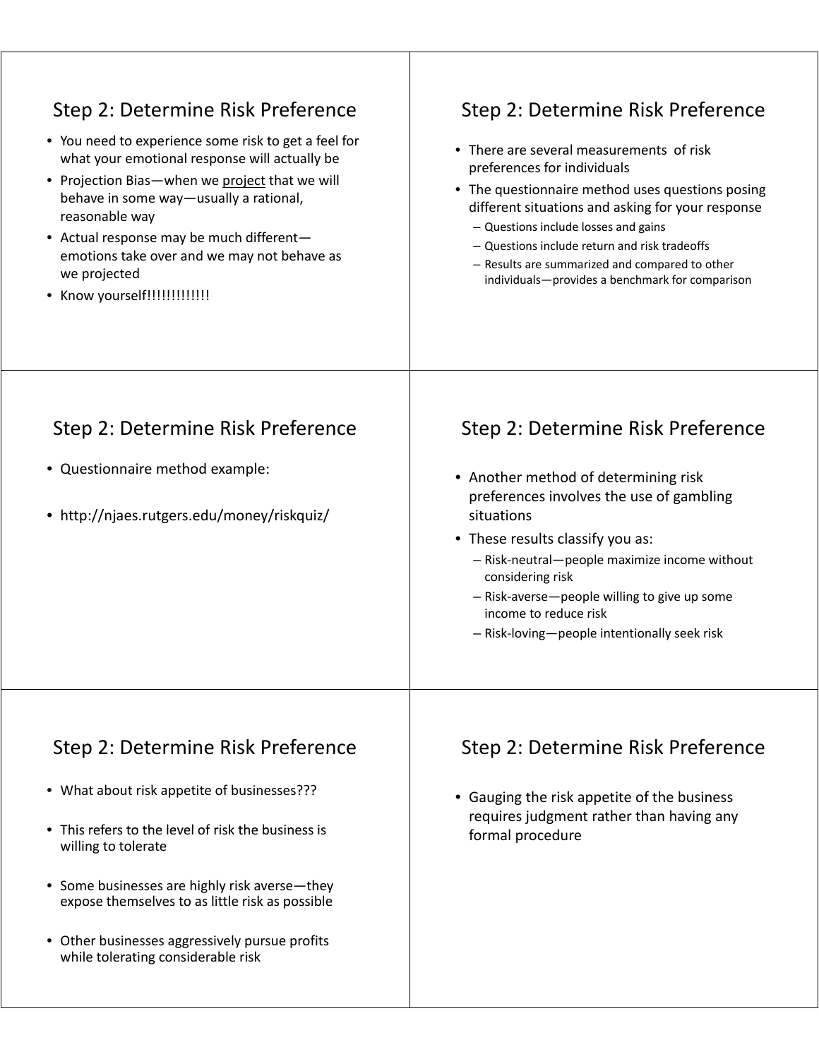## Step 2: Determine Risk Preference

- You need to experience some risk to get a feel for what your emotional response will actually be
- Projection Bias—when we project that we will behave in some way—usually a rational, reasonable way
- Actual response may be much different—emotions take over and we may not behave as we projected
- Know yourself!!!!!!!!!!!!!

## Step 2: Determine Risk Preference

- There are several measurements of risk preferences for individuals
- The questionnaire method uses questions posing different situations and asking for your response
  - Questions include losses and gains
  - Questions include return and risk tradeoffs
  - Results are summarized and compared to other individuals—provides a benchmark for comparison

## Step 2: Determine Risk Preference

- Questionnaire method example:
- http://njaes.rutgers.edu/money/riskquiz/

## Step 2: Determine Risk Preference

- Another method of determining risk preferences involves the use of gambling situations
- These results classify you as:
  - Risk-neutral—people maximize income without considering risk
  - Risk-averse—people willing to give up some income to reduce risk
  - Risk-loving—people intentionally seek risk

## Step 2: Determine Risk Preference

- What about risk appetite of businesses???
- This refers to the level of risk the business is willing to tolerate
- Some businesses are highly risk averse—they expose themselves to as little risk as possible
- Other businesses aggressively pursue profits while tolerating considerable risk

## Step 2: Determine Risk Preference

- Gauging the risk appetite of the business requires judgment rather than having any formal procedure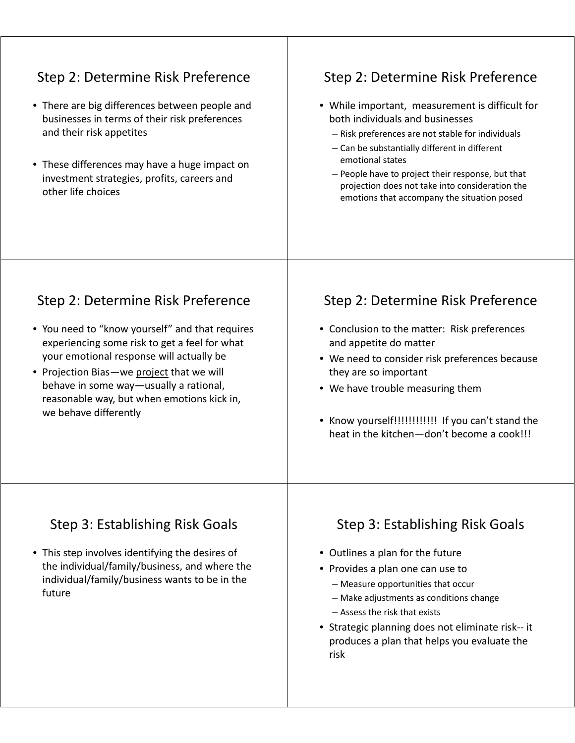## Step 2: Determine Risk Preference

- There are big differences between people and businesses in terms of their risk preferences and their risk appetites
- These differences may have a huge impact on investment strategies, profits, careers and other life choices

## Step 2: Determine Risk Preference

- While important, measurement is difficult for both individuals and businesses
  - Risk preferences are not stable for individuals
  - Can be substantially different in different emotional states
  - People have to project their response, but that projection does not take into consideration the emotions that accompany the situation posed

## Step 2: Determine Risk Preference

- You need to "know yourself" and that requires experiencing some risk to get a feel for what your emotional response will actually be
- Projection Bias—we project that we will behave in some way—usually a rational, reasonable way, but when emotions kick in, we behave differently

## Step 2: Determine Risk Preference

- Conclusion to the matter: Risk preferences and appetite do matter
- We need to consider risk preferences because they are so important
- We have trouble measuring them
- Know yourself!!!!!!!!!!!! If you can't stand the heat in the kitchen—don't become a cook!!!

## Step 3: Establishing Risk Goals

- This step involves identifying the desires of the individual/family/business, and where the individual/family/business wants to be in the future

## Step 3: Establishing Risk Goals

- Outlines a plan for the future
- Provides a plan one can use to
  - Measure opportunities that occur
  - Make adjustments as conditions change
  - Assess the risk that exists
- Strategic planning does not eliminate risk-- it produces a plan that helps you evaluate the risk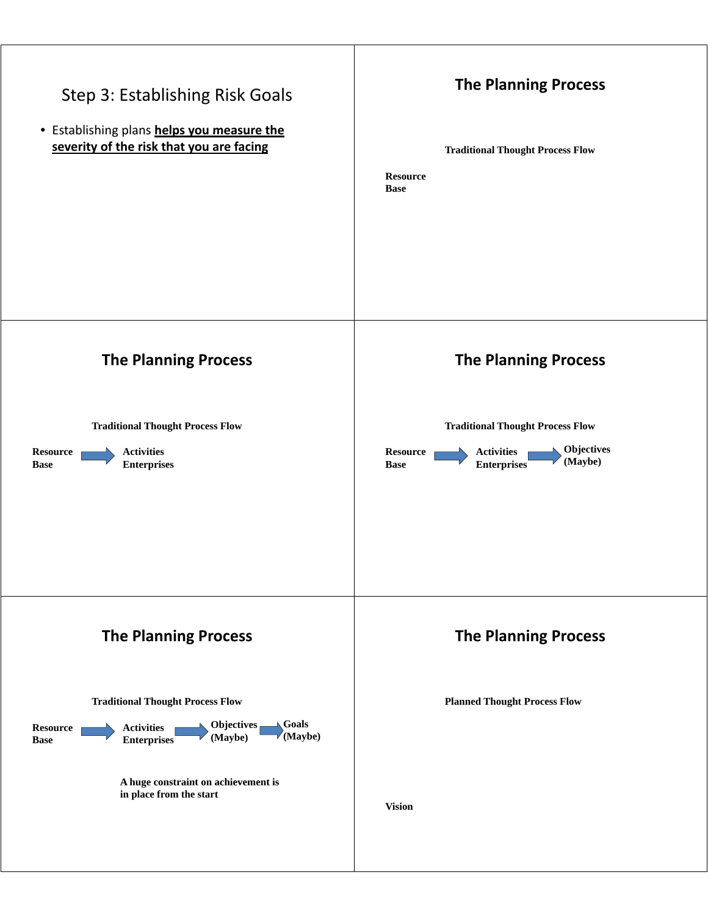## Step 3: Establishing Risk Goals

- Establishing plans **helps you measure the severity of the risk that you are facing**

## The Planning Process

**Traditional Thought Process Flow**

**Resource Base**

## The Planning Process

**Traditional Thought Process Flow**

**Resource Base** → **Activities Enterprises**

## The Planning Process

**Traditional Thought Process Flow**

**Resource Base** → **Activities Enterprises** → **Objectives (Maybe)**

## The Planning Process

**Traditional Thought Process Flow**

**Resource Base** → **Activities Enterprises** → **Objectives (Maybe)** → **Goals (Maybe)**

**A huge constraint on achievement is in place from the start**

## The Planning Process

**Planned Thought Process Flow**

**Vision**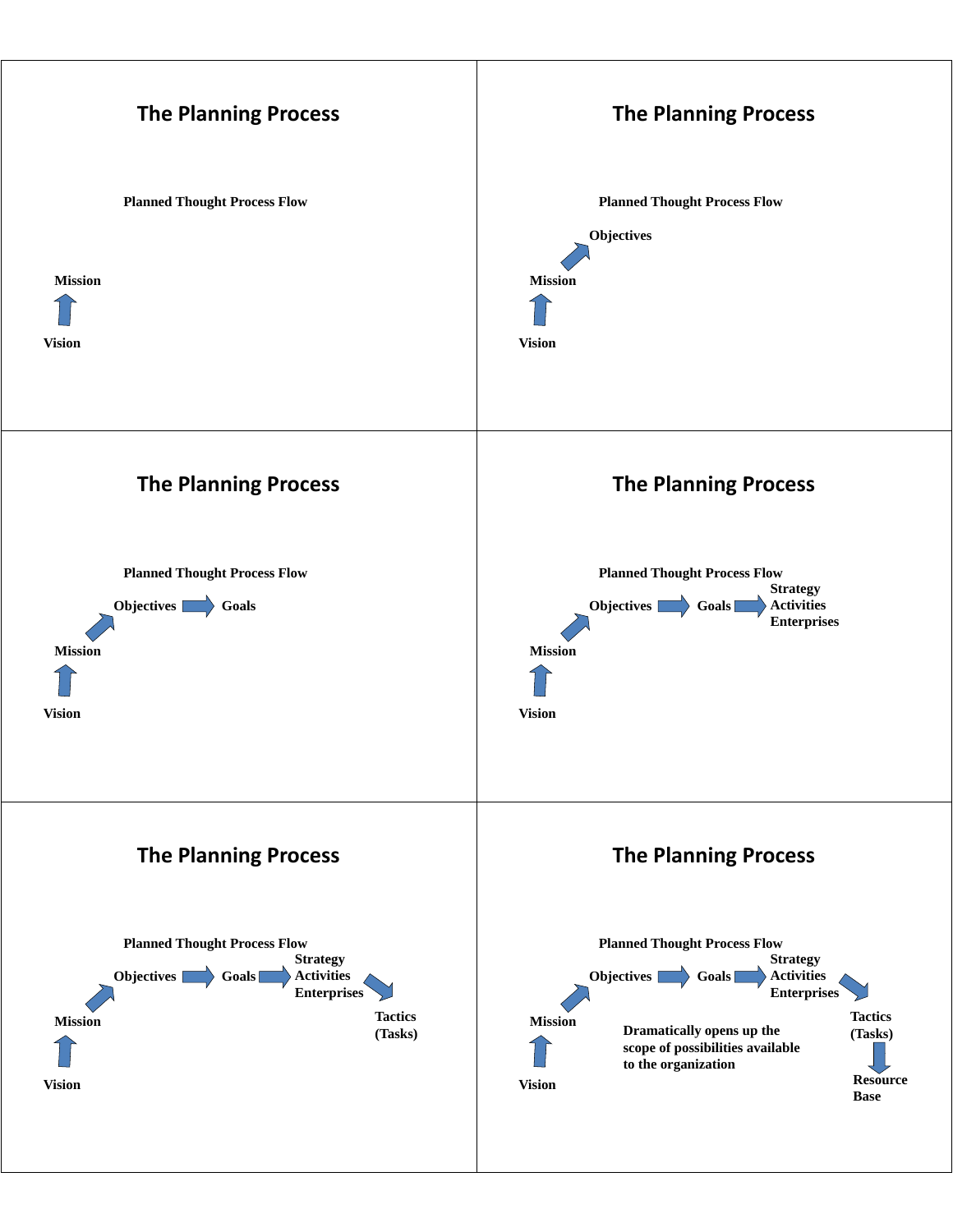## The Planning Process

**Planned Thought Process Flow**

**Mission**

**Vision**

## The Planning Process

**Planned Thought Process Flow**

**Objectives**

**Mission**

**Vision**

## The Planning Process

**Planned Thought Process Flow**

**Objectives** → **Goals**

**Mission**

**Vision**

## The Planning Process

**Planned Thought Process Flow**

**Objectives** → **Goals** → **Strategy Activities Enterprises**

**Mission**

**Vision**

## The Planning Process

**Planned Thought Process Flow**

**Objectives** → **Goals** → **Strategy Activities Enterprises**

**Tactics (Tasks)**

**Mission**

**Vision**

## The Planning Process

**Planned Thought Process Flow**

**Objectives** → **Goals** → **Strategy Activities Enterprises**

**Mission**

**Dramatically opens up the scope of possibilities available to the organization**

**Tactics (Tasks)**

**Resource Base**

**Vision**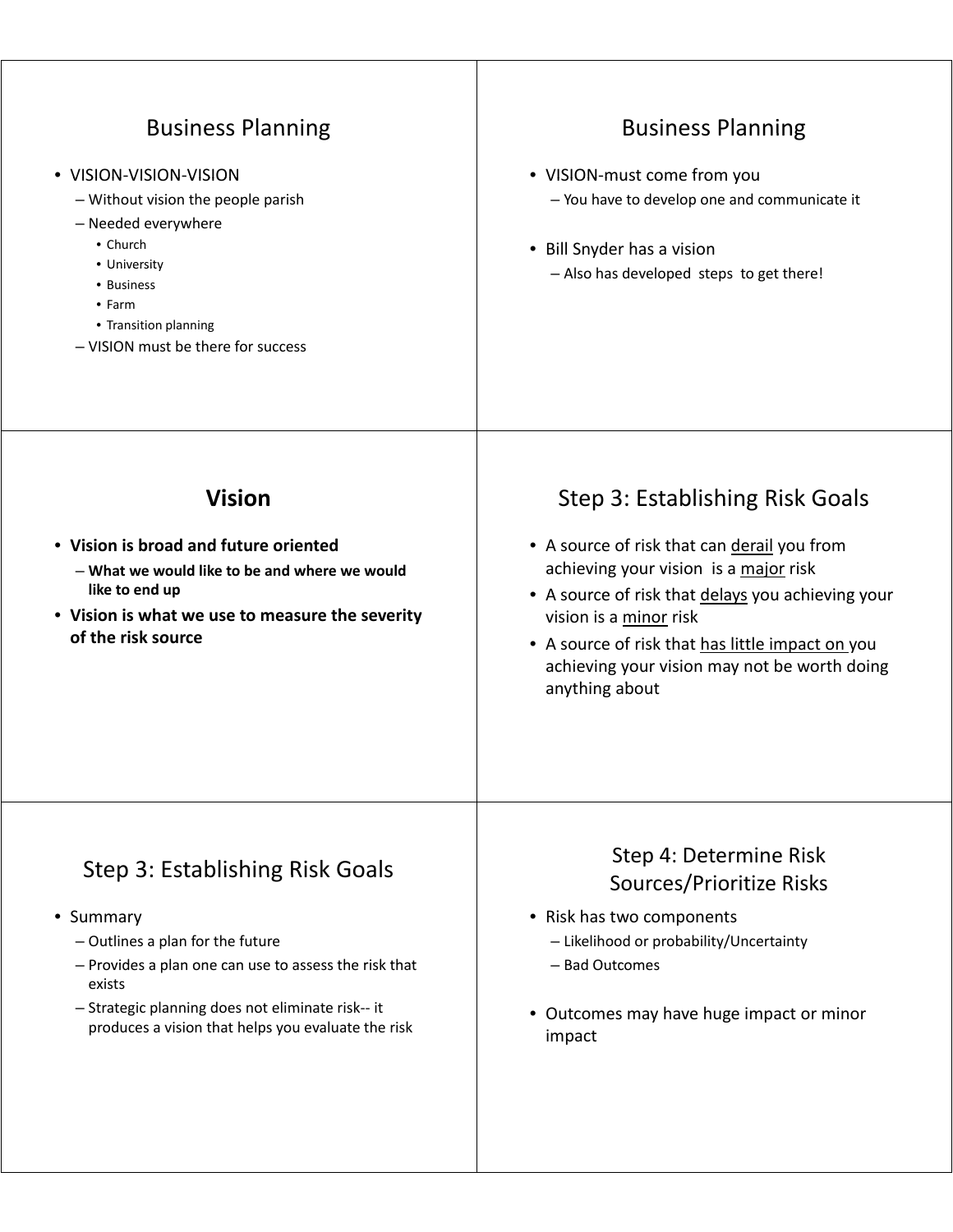## Business Planning

- VISION-VISION-VISION
  - Without vision the people parish
  - Needed everywhere
    - Church
    - University
    - Business
    - Farm
    - Transition planning
  - VISION must be there for success

## Business Planning

- VISION-must come from you
  - You have to develop one and communicate it
- Bill Snyder has a vision
  - Also has developed steps to get there!

## **Vision**

- **Vision is broad and future oriented**
  - **What we would like to be and where we would like to end up**
- **Vision is what we use to measure the severity of the risk source**

## Step 3: Establishing Risk Goals

- A source of risk that can <u>derail</u> you from achieving your vision is a <u>major</u> risk
- A source of risk that <u>delays</u> you achieving your vision is a <u>minor</u> risk
- A source of risk that <u>has little impact on</u> you achieving your vision may not be worth doing anything about

## Step 3: Establishing Risk Goals

- Summary
  - Outlines a plan for the future
  - Provides a plan one can use to assess the risk that exists
  - Strategic planning does not eliminate risk-- it produces a vision that helps you evaluate the risk

## Step 4: Determine Risk Sources/Prioritize Risks

- Risk has two components
  - Likelihood or probability/Uncertainty
  - Bad Outcomes
- Outcomes may have huge impact or minor impact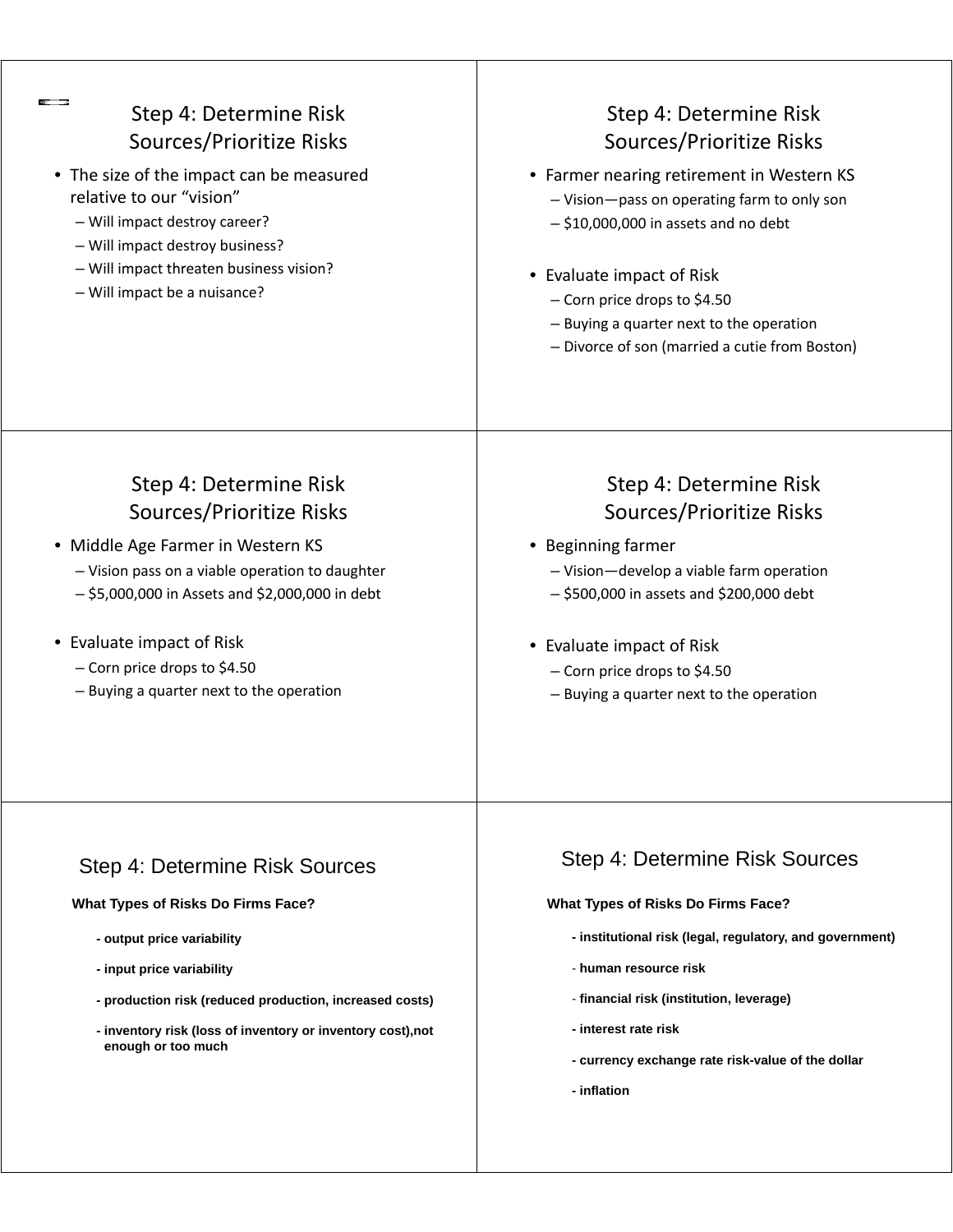## Step 4: Determine Risk Sources/Prioritize Risks

- The size of the impact can be measured relative to our "vision"
  - Will impact destroy career?
  - Will impact destroy business?
  - Will impact threaten business vision?
  - Will impact be a nuisance?

## Step 4: Determine Risk Sources/Prioritize Risks

- Farmer nearing retirement in Western KS
  - Vision—pass on operating farm to only son
  - $10,000,000 in assets and no debt
- Evaluate impact of Risk
  - Corn price drops to $4.50
  - Buying a quarter next to the operation
  - Divorce of son (married a cutie from Boston)

## Step 4: Determine Risk Sources/Prioritize Risks

- Middle Age Farmer in Western KS
  - Vision pass on a viable operation to daughter
  - $5,000,000 in Assets and $2,000,000 in debt
- Evaluate impact of Risk
  - Corn price drops to $4.50
  - Buying a quarter next to the operation

## Step 4: Determine Risk Sources/Prioritize Risks

- Beginning farmer
  - Vision—develop a viable farm operation
  - $500,000 in assets and $200,000 debt
- Evaluate impact of Risk
  - Corn price drops to $4.50
  - Buying a quarter next to the operation

## Step 4: Determine Risk Sources

**What Types of Risks Do Firms Face?**

**- output price variability**

**- input price variability**

**- production risk (reduced production, increased costs)**

**- inventory risk (loss of inventory or inventory cost),not enough or too much**

## Step 4: Determine Risk Sources

**What Types of Risks Do Firms Face?**

**- institutional risk (legal, regulatory, and government)**

- **human resource risk**

- **financial risk (institution, leverage)**

**- interest rate risk**

**- currency exchange rate risk-value of the dollar**

**- inflation**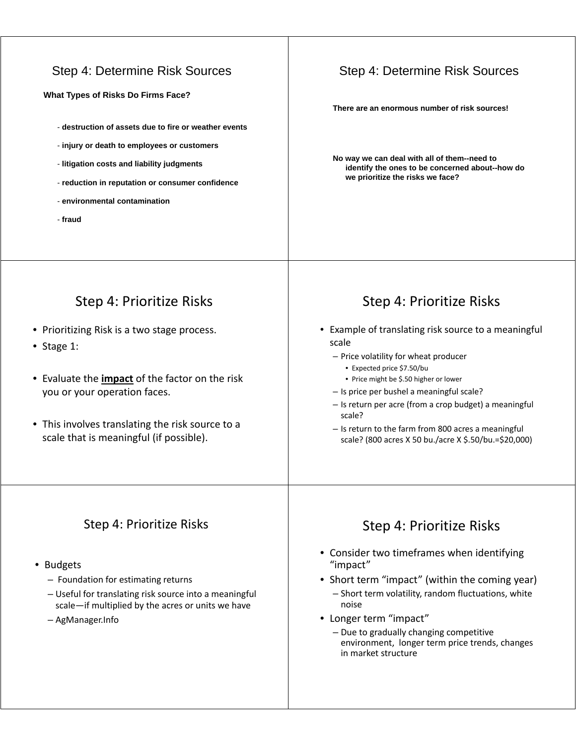## Step 4: Determine Risk Sources

**What Types of Risks Do Firms Face?**

- **destruction of assets due to fire or weather events**
- **injury or death to employees or customers**
- **litigation costs and liability judgments**
- **reduction in reputation or consumer confidence**
- **environmental contamination**
- **fraud**

## Step 4: Determine Risk Sources

**There are an enormous number of risk sources!**

**No way we can deal with all of them--need to identify the ones to be concerned about--how do we prioritize the risks we face?**

## Step 4: Prioritize Risks

- Prioritizing Risk is a two stage process.
- Stage 1:
- Evaluate the **<u>impact</u>** of the factor on the risk you or your operation faces.
- This involves translating the risk source to a scale that is meaningful (if possible).

## Step 4: Prioritize Risks

- Example of translating risk source to a meaningful scale
  - Price volatility for wheat producer
    - Expected price $7.50/bu
    - Price might be $.50 higher or lower
  - Is price per bushel a meaningful scale?
  - Is return per acre (from a crop budget) a meaningful scale?
  - Is return to the farm from 800 acres a meaningful scale? (800 acres X 50 bu./acre X $.50/bu.=$20,000)

## Step 4: Prioritize Risks

- Budgets
  - Foundation for estimating returns
  - Useful for translating risk source into a meaningful scale—if multiplied by the acres or units we have
  - AgManager.Info

## Step 4: Prioritize Risks

- Consider two timeframes when identifying "impact"
- Short term "impact" (within the coming year)
  - Short term volatility, random fluctuations, white noise
- Longer term "impact"
  - Due to gradually changing competitive environment, longer term price trends, changes in market structure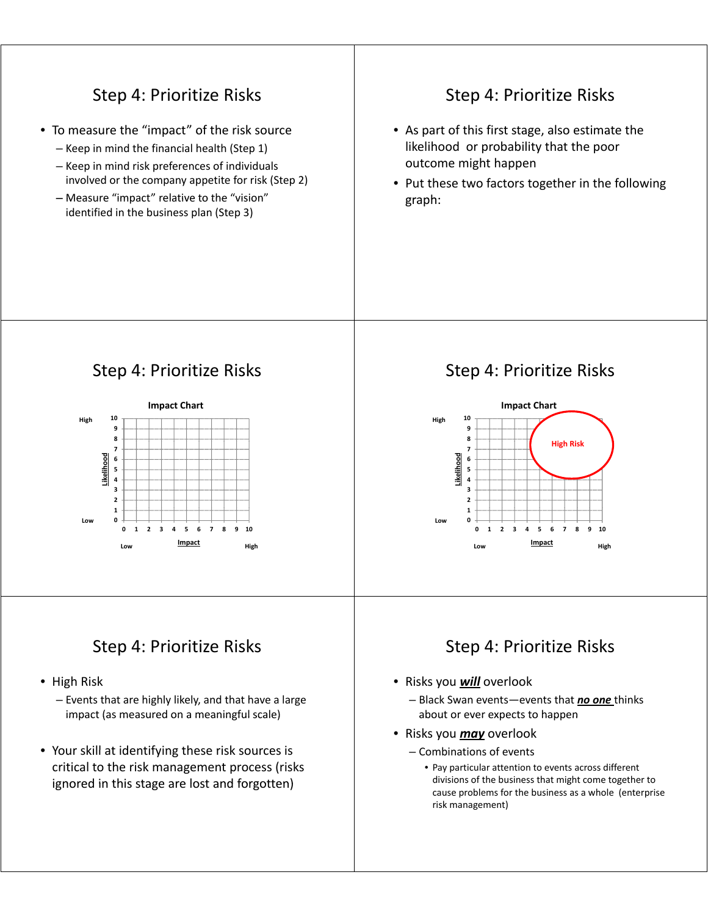## Step 4: Prioritize Risks

- To measure the "impact" of the risk source
  - Keep in mind the financial health (Step 1)
  - Keep in mind risk preferences of individuals involved or the company appetite for risk (Step 2)
  - Measure "impact" relative to the "vision" identified in the business plan (Step 3)

## Step 4: Prioritize Risks

- As part of this first stage, also estimate the likelihood or probability that the poor outcome might happen
- Put these two factors together in the following graph:

## Step 4: Prioritize Risks

**Impact Chart**

Likelihood (vertical axis, 0–10, Low to High); Impact (horizontal axis, 0–10, Low to High)

## Step 4: Prioritize Risks

**Impact Chart**

Likelihood (vertical axis, 0–10, Low to High); Impact (horizontal axis, 0–10, Low to High)

High Risk

## Step 4: Prioritize Risks

- High Risk
  - Events that are highly likely, and that have a large impact (as measured on a meaningful scale)

- Your skill at identifying these risk sources is critical to the risk management process (risks ignored in this stage are lost and forgotten)

## Step 4: Prioritize Risks

- Risks you ***will*** overlook
  - Black Swan events—events that ***no one*** thinks about or ever expects to happen
- Risks you ***may*** overlook
  - Combinations of events
    - Pay particular attention to events across different divisions of the business that might come together to cause problems for the business as a whole (enterprise risk management)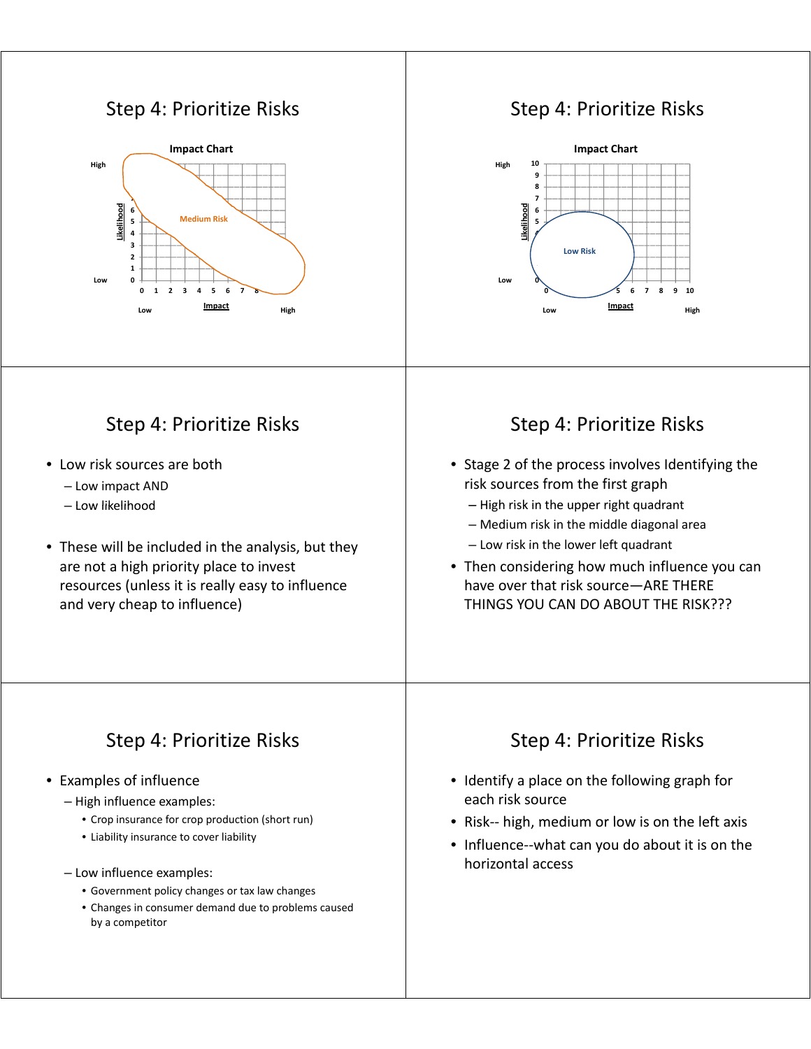## Step 4: Prioritize Risks

**Impact Chart**

High

Likelihood

6
5
4
3
2
1
0

Low

0 1 2 3 4 5 6 7 8

Medium Risk

Low — Impact — High

## Step 4: Prioritize Risks

**Impact Chart**

High

Likelihood

10
9
8
7
6
5
0

Low

0 5 6 7 8 9 10

Low Risk

Low — Impact — High

## Step 4: Prioritize Risks

- Low risk sources are both
  - Low impact AND
  - Low likelihood
- These will be included in the analysis, but they are not a high priority place to invest resources (unless it is really easy to influence and very cheap to influence)

## Step 4: Prioritize Risks

- Stage 2 of the process involves Identifying the risk sources from the first graph
  - High risk in the upper right quadrant
  - Medium risk in the middle diagonal area
  - Low risk in the lower left quadrant
- Then considering how much influence you can have over that risk source—ARE THERE THINGS YOU CAN DO ABOUT THE RISK???

## Step 4: Prioritize Risks

- Examples of influence
  - High influence examples:
    - Crop insurance for crop production (short run)
    - Liability insurance to cover liability
  - Low influence examples:
    - Government policy changes or tax law changes
    - Changes in consumer demand due to problems caused by a competitor

## Step 4: Prioritize Risks

- Identify a place on the following graph for each risk source
- Risk-- high, medium or low is on the left axis
- Influence--what can you do about it is on the horizontal access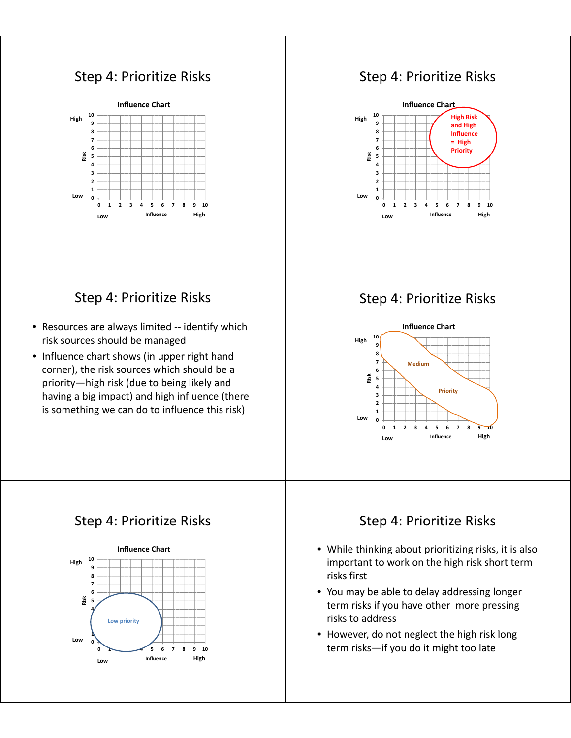## Step 4: Prioritize Risks

**Influence Chart**

Risk (Low 0 – High 10) vs. Influence (Low 0 – High 10)

## Step 4: Prioritize Risks

**Influence Chart**

Risk (Low 0 – High 10) vs. Influence (Low 0 – High 10)

High Risk and High Influence = High Priority

## Step 4: Prioritize Risks

- Resources are always limited -- identify which risk sources should be managed
- Influence chart shows (in upper right hand corner), the risk sources which should be a priority—high risk (due to being likely and having a big impact) and high influence (there is something we can do to influence this risk)

## Step 4: Prioritize Risks

**Influence Chart**

Risk (Low 0 – High 10) vs. Influence (Low 0 – High 10)

Medium Priority

## Step 4: Prioritize Risks

**Influence Chart**

Risk (Low 0 – High 10) vs. Influence (Low 0 – High 10)

Low priority

## Step 4: Prioritize Risks

- While thinking about prioritizing risks, it is also important to work on the high risk short term risks first
- You may be able to delay addressing longer term risks if you have other more pressing risks to address
- However, do not neglect the high risk long term risks—if you do it might too late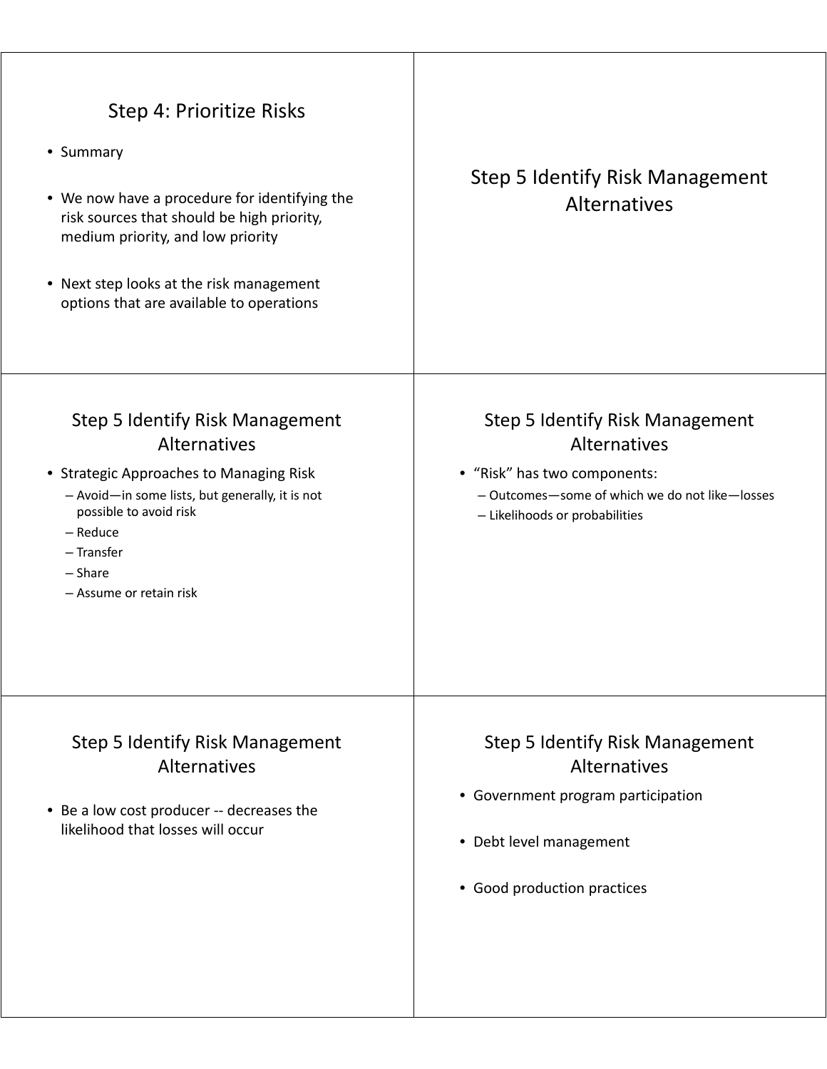## Step 4: Prioritize Risks

- Summary
- We now have a procedure for identifying the risk sources that should be high priority, medium priority, and low priority
- Next step looks at the risk management options that are available to operations

## Step 5 Identify Risk Management Alternatives

## Step 5 Identify Risk Management Alternatives

- Strategic Approaches to Managing Risk
  - Avoid—in some lists, but generally, it is not possible to avoid risk
  - Reduce
  - Transfer
  - Share
  - Assume or retain risk

## Step 5 Identify Risk Management Alternatives

- “Risk” has two components:
  - Outcomes—some of which we do not like—losses
  - Likelihoods or probabilities

## Step 5 Identify Risk Management Alternatives

- Be a low cost producer -- decreases the likelihood that losses will occur

## Step 5 Identify Risk Management Alternatives

- Government program participation
- Debt level management
- Good production practices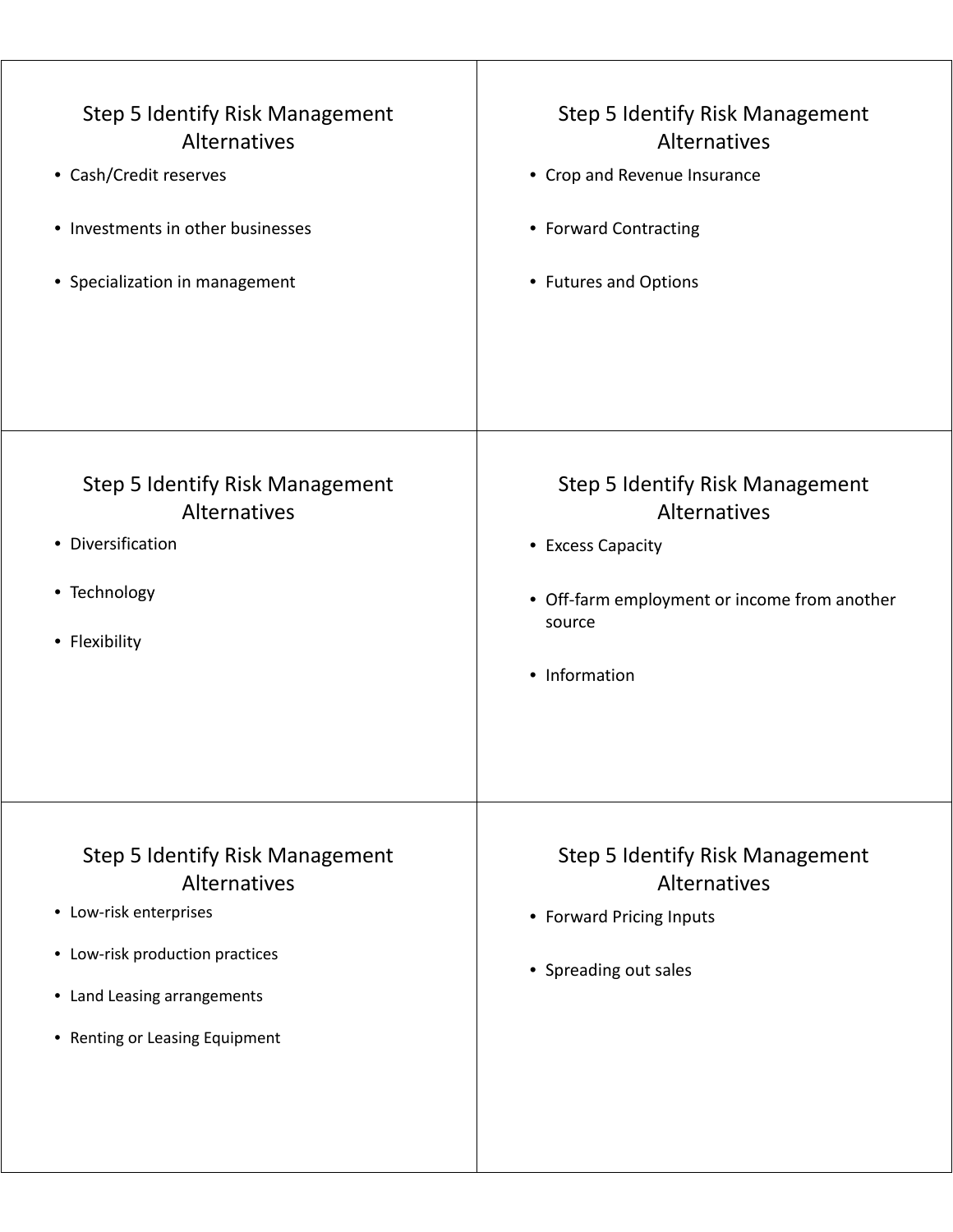## Step 5 Identify Risk Management Alternatives

- Cash/Credit reserves
- Investments in other businesses
- Specialization in management

## Step 5 Identify Risk Management Alternatives

- Crop and Revenue Insurance
- Forward Contracting
- Futures and Options

## Step 5 Identify Risk Management Alternatives

- Diversification
- Technology
- Flexibility

## Step 5 Identify Risk Management Alternatives

- Excess Capacity
- Off-farm employment or income from another source
- Information

## Step 5 Identify Risk Management Alternatives

- Low-risk enterprises
- Low-risk production practices
- Land Leasing arrangements
- Renting or Leasing Equipment

## Step 5 Identify Risk Management Alternatives

- Forward Pricing Inputs
- Spreading out sales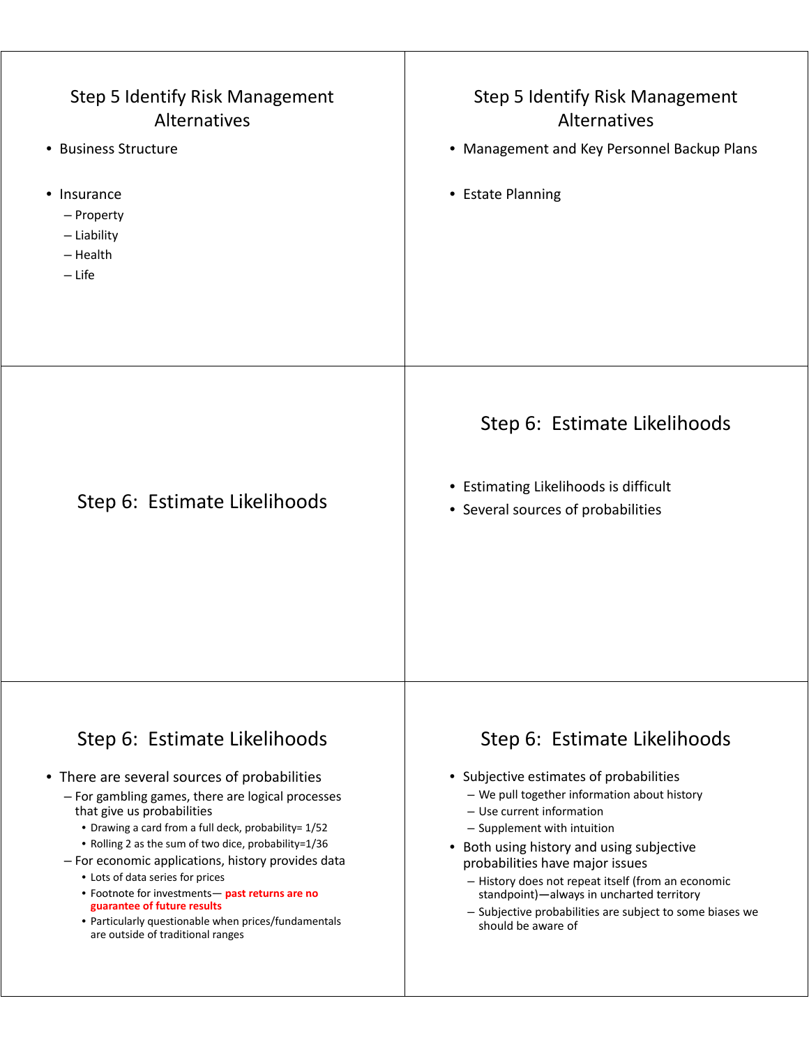## Step 5 Identify Risk Management Alternatives

- Business Structure
- Insurance
  - Property
  - Liability
  - Health
  - Life

## Step 5 Identify Risk Management Alternatives

- Management and Key Personnel Backup Plans
- Estate Planning

## Step 6: Estimate Likelihoods

## Step 6: Estimate Likelihoods

- Estimating Likelihoods is difficult
- Several sources of probabilities

## Step 6: Estimate Likelihoods

- There are several sources of probabilities
  - For gambling games, there are logical processes that give us probabilities
    - Drawing a card from a full deck, probability= 1/52
    - Rolling 2 as the sum of two dice, probability=1/36
  - For economic applications, history provides data
    - Lots of data series for prices
    - Footnote for investments— **past returns are no guarantee of future results**
    - Particularly questionable when prices/fundamentals are outside of traditional ranges

## Step 6: Estimate Likelihoods

- Subjective estimates of probabilities
  - We pull together information about history
  - Use current information
  - Supplement with intuition
- Both using history and using subjective probabilities have major issues
  - History does not repeat itself (from an economic standpoint)—always in uncharted territory
  - Subjective probabilities are subject to some biases we should be aware of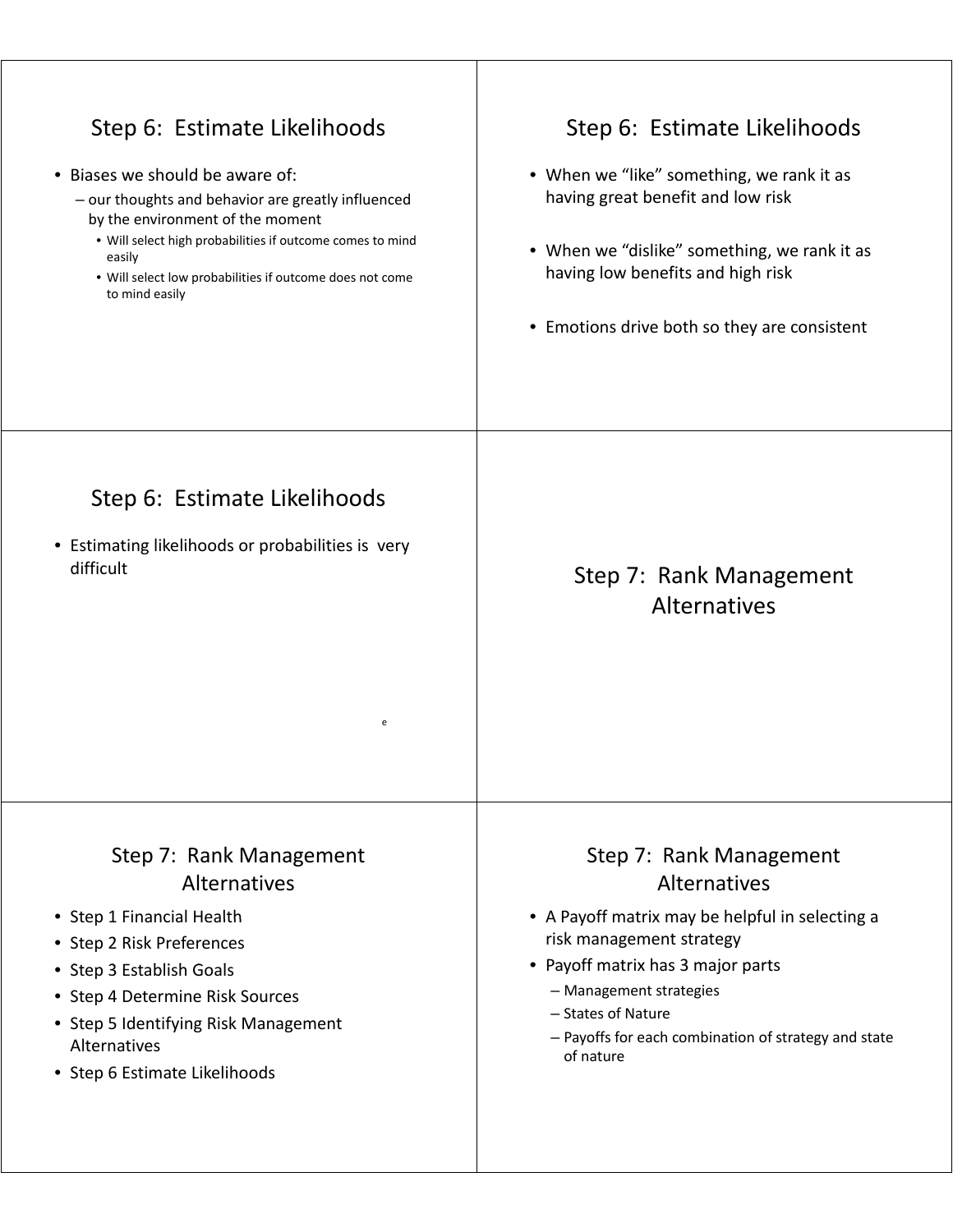## Step 6: Estimate Likelihoods

- Biases we should be aware of:
  - our thoughts and behavior are greatly influenced by the environment of the moment
    - Will select high probabilities if outcome comes to mind easily
    - Will select low probabilities if outcome does not come to mind easily

## Step 6: Estimate Likelihoods

- When we "like" something, we rank it as having great benefit and low risk
- When we "dislike" something, we rank it as having low benefits and high risk
- Emotions drive both so they are consistent

## Step 6: Estimate Likelihoods

- Estimating likelihoods or probabilities is very difficult

e

## Step 7: Rank Management Alternatives

## Step 7: Rank Management Alternatives

- Step 1 Financial Health
- Step 2 Risk Preferences
- Step 3 Establish Goals
- Step 4 Determine Risk Sources
- Step 5 Identifying Risk Management Alternatives
- Step 6 Estimate Likelihoods

## Step 7: Rank Management Alternatives

- A Payoff matrix may be helpful in selecting a risk management strategy
- Payoff matrix has 3 major parts
  - Management strategies
  - States of Nature
  - Payoffs for each combination of strategy and state of nature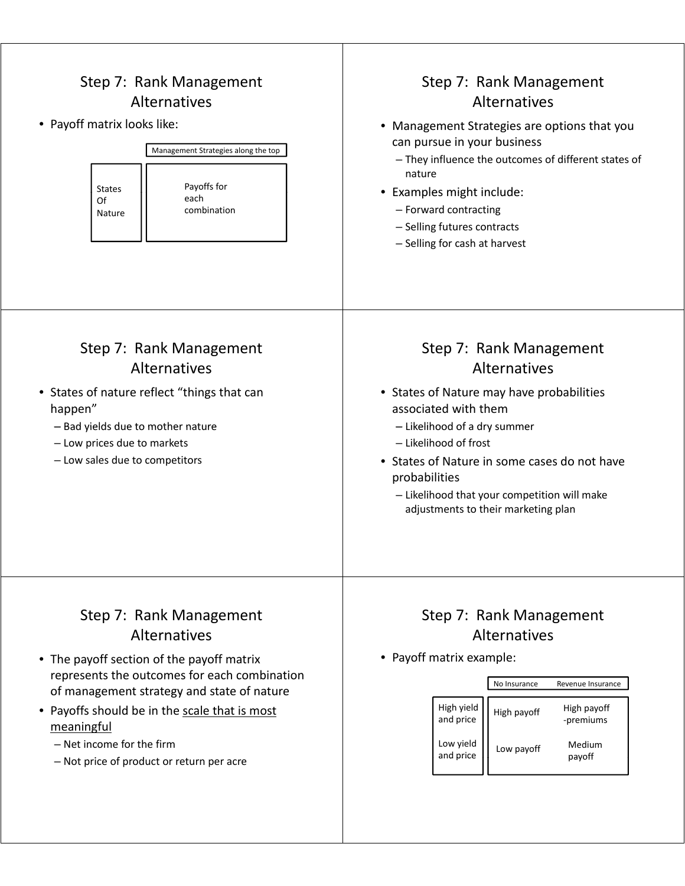## Step 7: Rank Management Alternatives

- Payoff matrix looks like:

| | Management Strategies along the top |
|---|---|
| States Of Nature | Payoffs for each combination |

## Step 7: Rank Management Alternatives

- Management Strategies are options that you can pursue in your business
  - They influence the outcomes of different states of nature
- Examples might include:
  - Forward contracting
  - Selling futures contracts
  - Selling for cash at harvest

## Step 7: Rank Management Alternatives

- States of nature reflect "things that can happen"
  - Bad yields due to mother nature
  - Low prices due to markets
  - Low sales due to competitors

## Step 7: Rank Management Alternatives

- States of Nature may have probabilities associated with them
  - Likelihood of a dry summer
  - Likelihood of frost
- States of Nature in some cases do not have probabilities
  - Likelihood that your competition will make adjustments to their marketing plan

## Step 7: Rank Management Alternatives

- The payoff section of the payoff matrix represents the outcomes for each combination of management strategy and state of nature
- Payoffs should be in the <u>scale that is most meaningful</u>
  - Net income for the firm
  - Not price of product or return per acre

## Step 7: Rank Management Alternatives

- Payoff matrix example:

| | No Insurance | Revenue Insurance |
|---|---|---|
| High yield and price | High payoff | High payoff -premiums |
| Low yield and price | Low payoff | Medium payoff |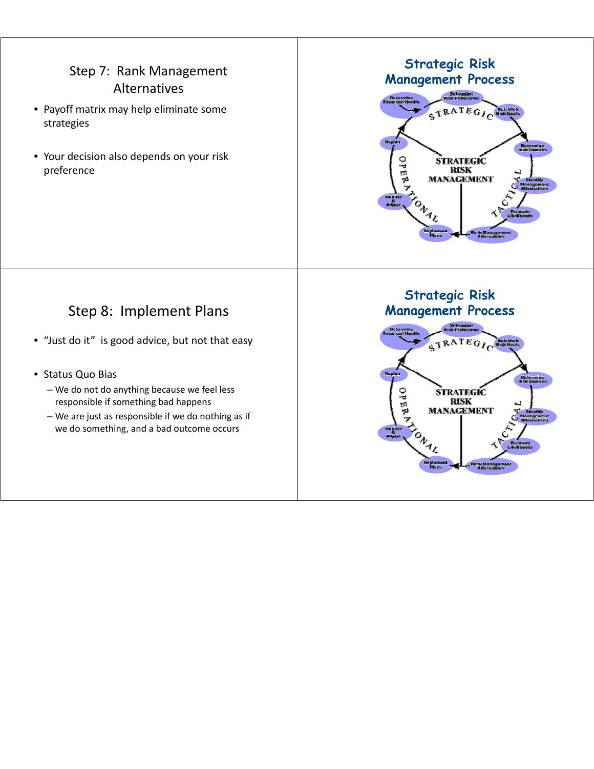## Step 7: Rank Management Alternatives

- Payoff matrix may help eliminate some strategies
- Your decision also depends on your risk preference

## Strategic Risk Management Process

Determine Financial Health

Determine Risk Preference

Establish Risk Goals

Determine Risk Sources

Identify Management Alternatives

Estimate Likelihoods

Rank Management Alternatives

Implement Plans

Monitor & Adjust

Replan

STRATEGIC

TACTICAL

OPERATIONAL

STRATEGIC RISK MANAGEMENT

## Step 8: Implement Plans

- "Just do it" is good advice, but not that easy
- Status Quo Bias
  - We do not do anything because we feel less responsible if something bad happens
  - We are just as responsible if we do nothing as if we do something, and a bad outcome occurs

## Strategic Risk Management Process

Determine Financial Health

Determine Risk Preference

Establish Risk Goals

Determine Risk Sources

Identify Management Alternatives

Estimate Likelihoods

Rank Management Alternatives

Implement Plans

Monitor & Adjust

Replan

STRATEGIC

TACTICAL

OPERATIONAL

STRATEGIC RISK MANAGEMENT